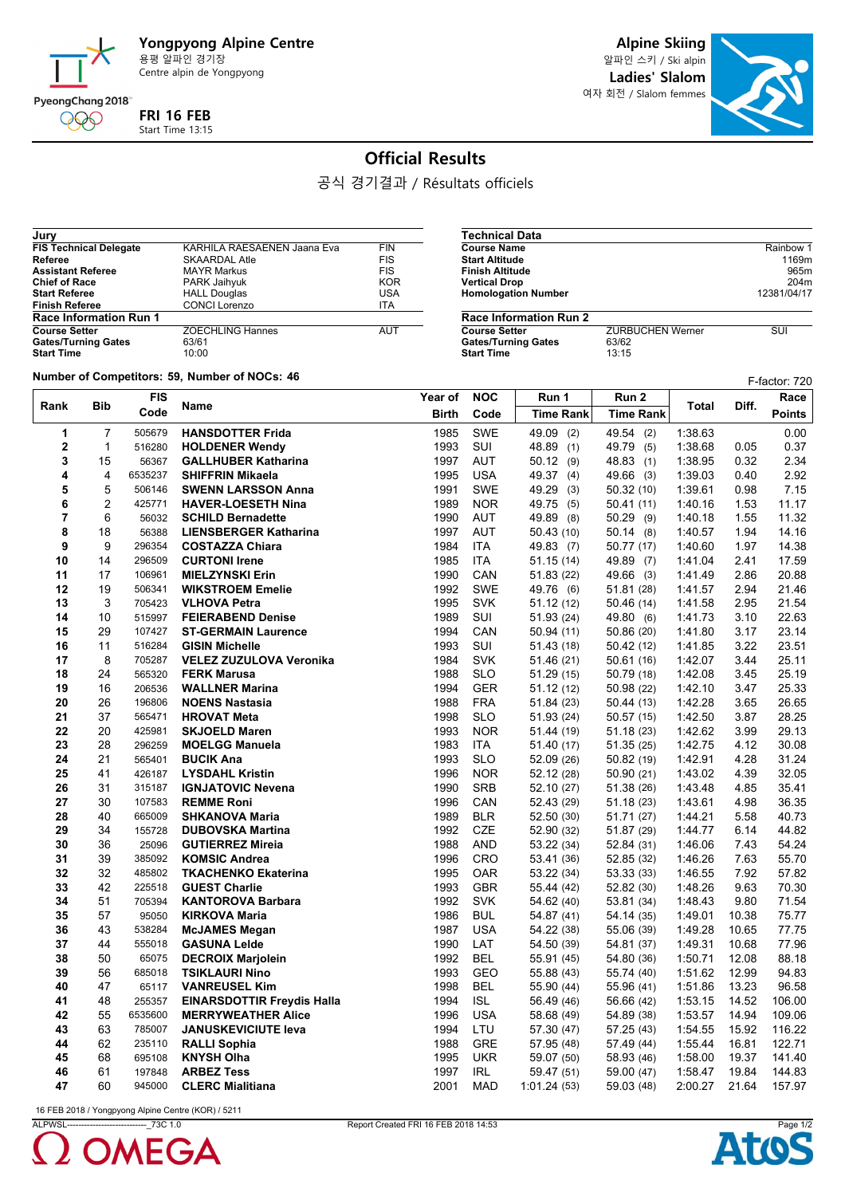# Yongpyong Alpine Centre

용평 알파인 경기장

Centre alpin de Yongpyong

**FRI 16 FEB**

Start Time 13:15

**Alpine Skiing**

알파인 스키 / Ski alpin

**Ladies' Slalom**

여자 회전 / Slalom femmes

## Official Results

공식 경기결과 / Résultats officiels

| Jury | | |
|---|---|---|
| **FIS Technical Delegate** | KARHILA RAESAENEN Jaana Eva | FIN |
| **Referee** | SKAARDAL Atle | FIS |
| **Assistant Referee** | MAYR Markus | FIS |
| **Chief of Race** | PARK Jaihyuk | KOR |
| **Start Referee** | HALL Douglas | USA |
| **Finish Referee** | CONCI Lorenzo | ITA |

| Technical Data | |
|---|---|
| **Course Name** | Rainbow 1 |
| **Start Altitude** | 1169m |
| **Finish Altitude** | 965m |
| **Vertical Drop** | 204m |
| **Homologation Number** | 12381/04/17 |

| Race Information Run 1 | | |
|---|---|---|
| **Course Setter** | ZOECHLING Hannes | AUT |
| **Gates/Turning Gates** | 63/61 | |
| **Start Time** | 10:00 | |

| Race Information Run 2 | | |
|---|---|---|
| **Course Setter** | ZURBUCHEN Werner | SUI |
| **Gates/Turning Gates** | 63/62 | |
| **Start Time** | 13:15 | |

**Number of Competitors: 59, Number of NOCs: 46**

F-factor: 720

| Rank | Bib | FIS Code | Name | Year of Birth | NOC Code | Run 1 Time Rank | Run 2 Time Rank | Total | Diff. | Race Points |
|---|---|---|---|---|---|---|---|---|---|---|
| 1 | 7 | 505679 | **HANSDOTTER Frida** | 1985 | SWE | 49.09 (2) | 49.54 (2) | 1:38.63 | | 0.00 |
| 2 | 1 | 516280 | **HOLDENER Wendy** | 1993 | SUI | 48.89 (1) | 49.79 (5) | 1:38.68 | 0.05 | 0.37 |
| 3 | 15 | 56367 | **GALLHUBER Katharina** | 1997 | AUT | 50.12 (9) | 48.83 (1) | 1:38.95 | 0.32 | 2.34 |
| 4 | 4 | 6535237 | **SHIFFRIN Mikaela** | 1995 | USA | 49.37 (4) | 49.66 (3) | 1:39.03 | 0.40 | 2.92 |
| 5 | 5 | 506146 | **SWENN LARSSON Anna** | 1991 | SWE | 49.29 (3) | 50.32 (10) | 1:39.61 | 0.98 | 7.15 |
| 6 | 2 | 425771 | **HAVER-LOESETH Nina** | 1989 | NOR | 49.75 (5) | 50.41 (11) | 1:40.16 | 1.53 | 11.17 |
| 7 | 6 | 56032 | **SCHILD Bernadette** | 1990 | AUT | 49.89 (8) | 50.29 (9) | 1:40.18 | 1.55 | 11.32 |
| 8 | 18 | 56388 | **LIENSBERGER Katharina** | 1997 | AUT | 50.43 (10) | 50.14 (8) | 1:40.57 | 1.94 | 14.16 |
| 9 | 9 | 296354 | **COSTAZZA Chiara** | 1984 | ITA | 49.83 (7) | 50.77 (17) | 1:40.60 | 1.97 | 14.38 |
| 10 | 14 | 296509 | **CURTONI Irene** | 1985 | ITA | 51.15 (14) | 49.89 (7) | 1:41.04 | 2.41 | 17.59 |
| 11 | 17 | 106961 | **MIELZYNSKI Erin** | 1990 | CAN | 51.83 (22) | 49.66 (3) | 1:41.49 | 2.86 | 20.88 |
| 12 | 19 | 506341 | **WIKSTROEM Emelie** | 1992 | SWE | 49.76 (6) | 51.81 (28) | 1:41.57 | 2.94 | 21.46 |
| 13 | 3 | 705423 | **VLHOVA Petra** | 1995 | SVK | 51.12 (12) | 50.46 (14) | 1:41.58 | 2.95 | 21.54 |
| 14 | 10 | 515997 | **FEIERABEND Denise** | 1989 | SUI | 51.93 (24) | 49.80 (6) | 1:41.73 | 3.10 | 22.63 |
| 15 | 29 | 107427 | **ST-GERMAIN Laurence** | 1994 | CAN | 50.94 (11) | 50.86 (20) | 1:41.80 | 3.17 | 23.14 |
| 16 | 11 | 516284 | **GISIN Michelle** | 1993 | SUI | 51.43 (18) | 50.42 (12) | 1:41.85 | 3.22 | 23.51 |
| 17 | 8 | 705287 | **VELEZ ZUZULOVA Veronika** | 1984 | SVK | 51.46 (21) | 50.61 (16) | 1:42.07 | 3.44 | 25.11 |
| 18 | 24 | 565320 | **FERK Marusa** | 1988 | SLO | 51.29 (15) | 50.79 (18) | 1:42.08 | 3.45 | 25.19 |
| 19 | 16 | 206536 | **WALLNER Marina** | 1994 | GER | 51.12 (12) | 50.98 (22) | 1:42.10 | 3.47 | 25.33 |
| 20 | 26 | 196806 | **NOENS Nastasia** | 1988 | FRA | 51.84 (23) | 50.44 (13) | 1:42.28 | 3.65 | 26.65 |
| 21 | 37 | 565471 | **HROVAT Meta** | 1998 | SLO | 51.93 (24) | 50.57 (15) | 1:42.50 | 3.87 | 28.25 |
| 22 | 20 | 425981 | **SKJOELD Maren** | 1993 | NOR | 51.44 (19) | 51.18 (23) | 1:42.62 | 3.99 | 29.13 |
| 23 | 28 | 296259 | **MOELGG Manuela** | 1983 | ITA | 51.40 (17) | 51.35 (25) | 1:42.75 | 4.12 | 30.08 |
| 24 | 21 | 565401 | **BUCIK Ana** | 1993 | SLO | 52.09 (26) | 50.82 (19) | 1:42.91 | 4.28 | 31.24 |
| 25 | 41 | 426187 | **LYSDAHL Kristin** | 1996 | NOR | 52.12 (28) | 50.90 (21) | 1:43.02 | 4.39 | 32.05 |
| 26 | 31 | 315187 | **IGNJATOVIC Nevena** | 1990 | SRB | 52.10 (27) | 51.38 (26) | 1:43.48 | 4.85 | 35.41 |
| 27 | 30 | 107583 | **REMME Roni** | 1996 | CAN | 52.43 (29) | 51.18 (23) | 1:43.61 | 4.98 | 36.35 |
| 28 | 40 | 665009 | **SHKANOVA Maria** | 1989 | BLR | 52.50 (30) | 51.71 (27) | 1:44.21 | 5.58 | 40.73 |
| 29 | 34 | 155728 | **DUBOVSKA Martina** | 1992 | CZE | 52.90 (32) | 51.87 (29) | 1:44.77 | 6.14 | 44.82 |
| 30 | 36 | 25096 | **GUTIERREZ Mireia** | 1988 | AND | 53.22 (34) | 52.84 (31) | 1:46.06 | 7.43 | 54.24 |
| 31 | 39 | 385092 | **KOMSIC Andrea** | 1996 | CRO | 53.41 (36) | 52.85 (32) | 1:46.26 | 7.63 | 55.70 |
| 32 | 32 | 485802 | **TKACHENKO Ekaterina** | 1995 | OAR | 53.22 (34) | 53.33 (33) | 1:46.55 | 7.92 | 57.82 |
| 33 | 42 | 225518 | **GUEST Charlie** | 1993 | GBR | 55.44 (42) | 52.82 (30) | 1:48.26 | 9.63 | 70.30 |
| 34 | 51 | 705394 | **KANTOROVA Barbara** | 1992 | SVK | 54.62 (40) | 53.81 (34) | 1:48.43 | 9.80 | 71.54 |
| 35 | 57 | 95050 | **KIRKOVA Maria** | 1986 | BUL | 54.87 (41) | 54.14 (35) | 1:49.01 | 10.38 | 75.77 |
| 36 | 43 | 538284 | **McJAMES Megan** | 1987 | USA | 54.22 (38) | 55.06 (39) | 1:49.28 | 10.65 | 77.75 |
| 37 | 44 | 555018 | **GASUNA Lelde** | 1990 | LAT | 54.50 (39) | 54.81 (37) | 1:49.31 | 10.68 | 77.96 |
| 38 | 50 | 65075 | **DECROIX Marjolein** | 1992 | BEL | 55.91 (45) | 54.80 (36) | 1:50.71 | 12.08 | 88.18 |
| 39 | 56 | 685018 | **TSIKLAURI Nino** | 1993 | GEO | 55.88 (43) | 55.74 (40) | 1:51.62 | 12.99 | 94.83 |
| 40 | 47 | 65117 | **VANREUSEL Kim** | 1998 | BEL | 55.90 (44) | 55.96 (41) | 1:51.86 | 13.23 | 96.58 |
| 41 | 48 | 255357 | **EINARSDOTTIR Freydis Halla** | 1994 | ISL | 56.49 (46) | 56.66 (42) | 1:53.15 | 14.52 | 106.00 |
| 42 | 55 | 6535600 | **MERRYWEATHER Alice** | 1996 | USA | 58.68 (49) | 54.89 (38) | 1:53.57 | 14.94 | 109.06 |
| 43 | 63 | 785007 | **JANUSKEVICIUTE Ieva** | 1994 | LTU | 57.30 (47) | 57.25 (43) | 1:54.55 | 15.92 | 116.22 |
| 44 | 62 | 235110 | **RALLI Sophia** | 1988 | GRE | 57.95 (48) | 57.49 (44) | 1:55.44 | 16.81 | 122.71 |
| 45 | 68 | 695108 | **KNYSH Olha** | 1995 | UKR | 59.07 (50) | 58.93 (46) | 1:58.00 | 19.37 | 141.40 |
| 46 | 61 | 197848 | **ARBEZ Tess** | 1997 | IRL | 59.47 (51) | 59.00 (47) | 1:58.47 | 19.84 | 144.83 |
| 47 | 60 | 945000 | **CLERC Mialitiana** | 2001 | MAD | 1:01.24 (53) | 59.03 (48) | 2:00.27 | 21.64 | 157.97 |

16 FEB 2018 / Yongpyong Alpine Centre (KOR) / 5211

ALPWSL----------------------------_73C 1.0 Report Created FRI 16 FEB 2018 14:53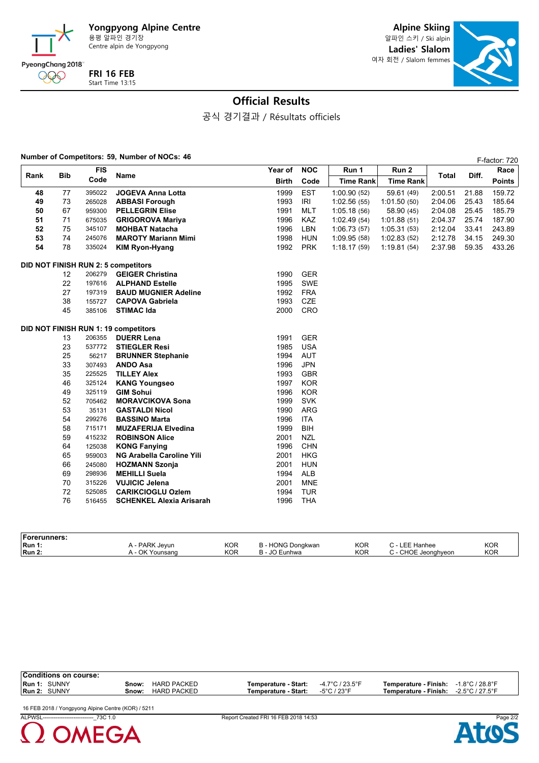**Yongpyong Alpine Centre**
용평 알파인 경기장
Centre alpin de Yongpyong

**FRI 16 FEB**
Start Time 13:15

**Alpine Skiing**
알파인 스키 / Ski alpin
**Ladies' Slalom**
여자 회전 / Slalom femmes

# Official Results

공식 경기결과 / Résultats officiels

**Number of Competitors: 59, Number of NOCs: 46**

F-factor: 720

| Rank | Bib | FIS Code | Name | Year of Birth | NOC Code | Run 1 Time Rank | Run 2 Time Rank | Total | Diff. | Race Points |
|---|---|---|---|---|---|---|---|---|---|---|
| 48 | 77 | 395022 | **JOGEVA Anna Lotta** | 1999 | EST | 1:00.90 (52) | 59.61 (49) | 2:00.51 | 21.88 | 159.72 |
| 49 | 73 | 265028 | **ABBASI Forough** | 1993 | IRI | 1:02.56 (55) | 1:01.50 (50) | 2:04.06 | 25.43 | 185.64 |
| 50 | 67 | 959300 | **PELLEGRIN Elise** | 1991 | MLT | 1:05.18 (56) | 58.90 (45) | 2:04.08 | 25.45 | 185.79 |
| 51 | 71 | 675035 | **GRIGOROVA Mariya** | 1996 | KAZ | 1:02.49 (54) | 1:01.88 (51) | 2:04.37 | 25.74 | 187.90 |
| 52 | 75 | 345107 | **MOHBAT Natacha** | 1996 | LBN | 1:06.73 (57) | 1:05.31 (53) | 2:12.04 | 33.41 | 243.89 |
| 53 | 74 | 245076 | **MAROTY Mariann Mimi** | 1998 | HUN | 1:09.95 (58) | 1:02.83 (52) | 2:12.78 | 34.15 | 249.30 |
| 54 | 78 | 335024 | **KIM Ryon-Hyang** | 1992 | PRK | 1:18.17 (59) | 1:19.81 (54) | 2:37.98 | 59.35 | 433.26 |

**DID NOT FINISH RUN 2: 5 competitors**

| Bib | FIS Code | Name | Year of Birth | NOC Code |
|---|---|---|---|---|
| 12 | 206279 | **GEIGER Christina** | 1990 | GER |
| 22 | 197616 | **ALPHAND Estelle** | 1995 | SWE |
| 27 | 197319 | **BAUD MUGNIER Adeline** | 1992 | FRA |
| 38 | 155727 | **CAPOVA Gabriela** | 1993 | CZE |
| 45 | 385106 | **STIMAC Ida** | 2000 | CRO |

**DID NOT FINISH RUN 1: 19 competitors**

| Bib | FIS Code | Name | Year of Birth | NOC Code |
|---|---|---|---|---|
| 13 | 206355 | **DUERR Lena** | 1991 | GER |
| 23 | 537772 | **STIEGLER Resi** | 1985 | USA |
| 25 | 56217 | **BRUNNER Stephanie** | 1994 | AUT |
| 33 | 307493 | **ANDO Asa** | 1996 | JPN |
| 35 | 225525 | **TILLEY Alex** | 1993 | GBR |
| 46 | 325124 | **KANG Youngseo** | 1997 | KOR |
| 49 | 325119 | **GIM Sohui** | 1996 | KOR |
| 52 | 705462 | **MORAVCIKOVA Sona** | 1999 | SVK |
| 53 | 35131 | **GASTALDI Nicol** | 1990 | ARG |
| 54 | 299276 | **BASSINO Marta** | 1996 | ITA |
| 58 | 715171 | **MUZAFERIJA Elvedina** | 1999 | BIH |
| 59 | 415232 | **ROBINSON Alice** | 2001 | NZL |
| 64 | 125038 | **KONG Fanying** | 1996 | CHN |
| 65 | 959003 | **NG Arabella Caroline Yili** | 2001 | HKG |
| 66 | 245080 | **HOZMANN Szonja** | 2001 | HUN |
| 69 | 298936 | **MEHILLI Suela** | 1994 | ALB |
| 70 | 315226 | **VUJICIC Jelena** | 2001 | MNE |
| 72 | 525085 | **CARIKCIOGLU Ozlem** | 1994 | TUR |
| 76 | 516455 | **SCHENKEL Alexia Arisarah** | 1996 | THA |

| **Forerunners:** | | | | | | |
|---|---|---|---|---|---|---|
| **Run 1:** | A - PARK Jeyun | KOR | B - HONG Dongkwan | KOR | C - LEE Hanhee | KOR |
| **Run 2:** | A - OK Younsang | KOR | B - JO Eunhwa | KOR | C - CHOE Jeonghyeon | KOR |

| **Conditions on course:** | | | | | | |
|---|---|---|---|---|---|---|
| **Run 1:** SUNNY | **Snow:** | HARD PACKED | **Temperature - Start:** | -4.7°C / 23.5°F | **Temperature - Finish:** | -1.8°C / 28.8°F |
| **Run 2:** SUNNY | **Snow:** | HARD PACKED | **Temperature - Start:** | -5°C / 23°F | **Temperature - Finish:** | -2.5°C / 27.5°F |

16 FEB 2018 / Yongpyong Alpine Centre (KOR) / 5211

ALPWSL----------------------------_73C 1.0 Report Created FRI 16 FEB 2018 14:53